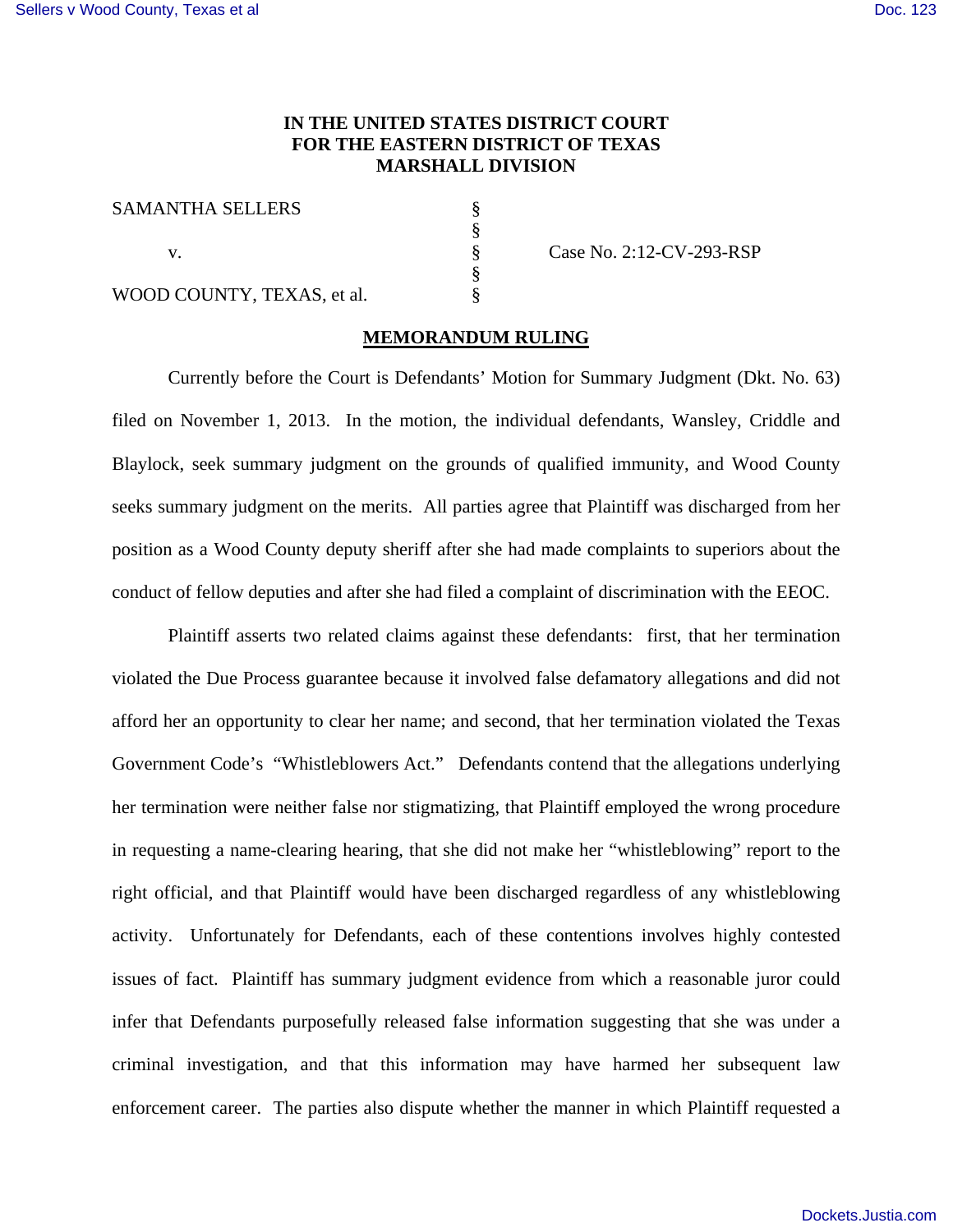**IN THE UNITED STATES DISTRICT COURT**
**FOR THE EASTERN DISTRICT OF TEXAS**
**MARSHALL DIVISION**

| | | |
|---|---|---|
| SAMANTHA SELLERS | § | |
| | § | |
| v. | § | Case No. 2:12-CV-293-RSP |
| | § | |
| WOOD COUNTY, TEXAS, et al. | § | |

**MEMORANDUM RULING**

Currently before the Court is Defendants' Motion for Summary Judgment (Dkt. No. 63) filed on November 1, 2013. In the motion, the individual defendants, Wansley, Criddle and Blaylock, seek summary judgment on the grounds of qualified immunity, and Wood County seeks summary judgment on the merits. All parties agree that Plaintiff was discharged from her position as a Wood County deputy sheriff after she had made complaints to superiors about the conduct of fellow deputies and after she had filed a complaint of discrimination with the EEOC.

Plaintiff asserts two related claims against these defendants: first, that her termination violated the Due Process guarantee because it involved false defamatory allegations and did not afford her an opportunity to clear her name; and second, that her termination violated the Texas Government Code's "Whistleblowers Act." Defendants contend that the allegations underlying her termination were neither false nor stigmatizing, that Plaintiff employed the wrong procedure in requesting a name-clearing hearing, that she did not make her "whistleblowing" report to the right official, and that Plaintiff would have been discharged regardless of any whistleblowing activity. Unfortunately for Defendants, each of these contentions involves highly contested issues of fact. Plaintiff has summary judgment evidence from which a reasonable juror could infer that Defendants purposefully released false information suggesting that she was under a criminal investigation, and that this information may have harmed her subsequent law enforcement career. The parties also dispute whether the manner in which Plaintiff requested a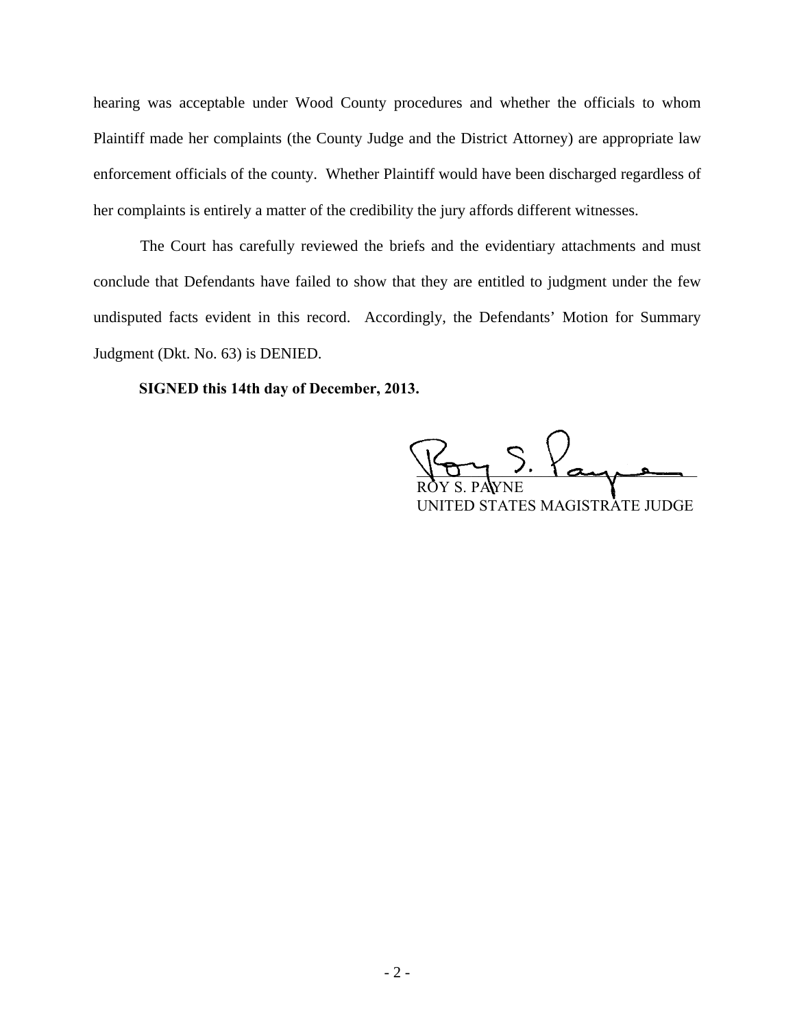hearing was acceptable under Wood County procedures and whether the officials to whom Plaintiff made her complaints (the County Judge and the District Attorney) are appropriate law enforcement officials of the county. Whether Plaintiff would have been discharged regardless of her complaints is entirely a matter of the credibility the jury affords different witnesses.

The Court has carefully reviewed the briefs and the evidentiary attachments and must conclude that Defendants have failed to show that they are entitled to judgment under the few undisputed facts evident in this record. Accordingly, the Defendants' Motion for Summary Judgment (Dkt. No. 63) is DENIED.

**SIGNED this 14th day of December, 2013.**

ROY S. PAYNE
UNITED STATES MAGISTRATE JUDGE